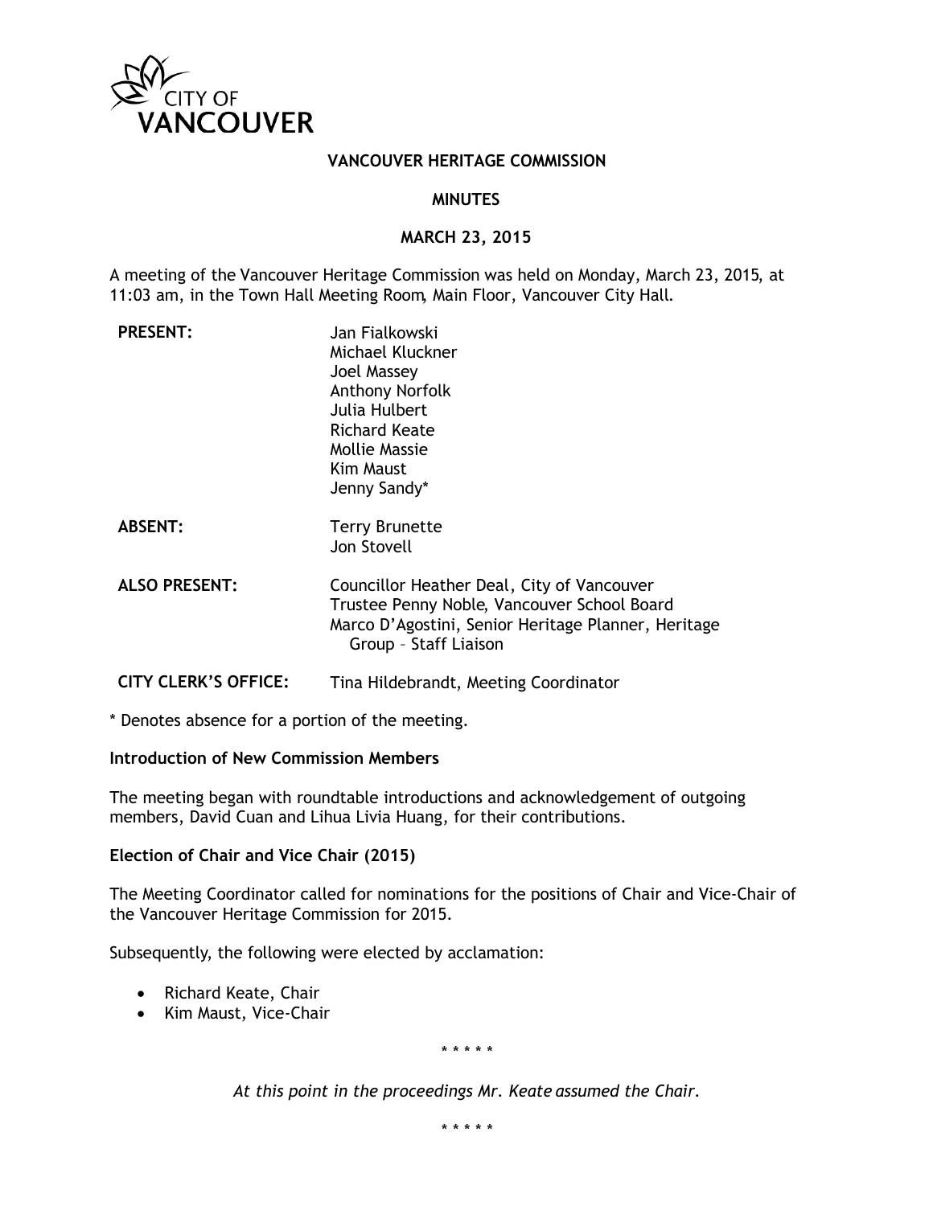CITY OF VANCOUVER

# VANCOUVER HERITAGE COMMISSION

## MINUTES

## MARCH 23, 2015

A meeting of the Vancouver Heritage Commission was held on Monday, March 23, 2015, at 11:03 am, in the Town Hall Meeting Room, Main Floor, Vancouver City Hall.

| | |
|---|---|
| **PRESENT:** | Jan Fialkowski<br>Michael Kluckner<br>Joel Massey<br>Anthony Norfolk<br>Julia Hulbert<br>Richard Keate<br>Mollie Massie<br>Kim Maust<br>Jenny Sandy* |
| **ABSENT:** | Terry Brunette<br>Jon Stovell |
| **ALSO PRESENT:** | Councillor Heather Deal, City of Vancouver<br>Trustee Penny Noble, Vancouver School Board<br>Marco D'Agostini, Senior Heritage Planner, Heritage Group – Staff Liaison |
| **CITY CLERK'S OFFICE:** | Tina Hildebrandt, Meeting Coordinator |

\* Denotes absence for a portion of the meeting.

**Introduction of New Commission Members**

The meeting began with roundtable introductions and acknowledgement of outgoing members, David Cuan and Lihua Livia Huang, for their contributions.

**Election of Chair and Vice Chair (2015)**

The Meeting Coordinator called for nominations for the positions of Chair and Vice-Chair of the Vancouver Heritage Commission for 2015.

Subsequently, the following were elected by acclamation:

- Richard Keate, Chair
- Kim Maust, Vice-Chair

\* \* \* \* \*

*At this point in the proceedings Mr. Keate assumed the Chair.*

\* \* \* \* \*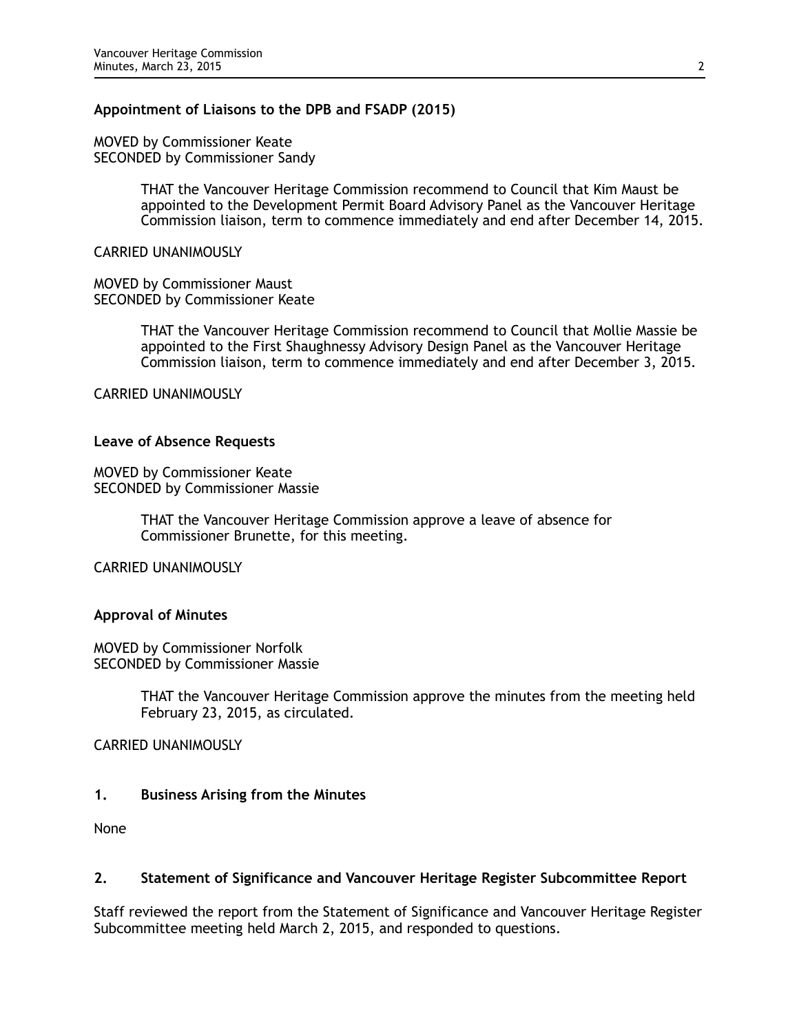**Appointment of Liaisons to the DPB and FSADP (2015)**

MOVED by Commissioner Keate
SECONDED by Commissioner Sandy

> THAT the Vancouver Heritage Commission recommend to Council that Kim Maust be appointed to the Development Permit Board Advisory Panel as the Vancouver Heritage Commission liaison, term to commence immediately and end after December 14, 2015.

CARRIED UNANIMOUSLY

MOVED by Commissioner Maust
SECONDED by Commissioner Keate

> THAT the Vancouver Heritage Commission recommend to Council that Mollie Massie be appointed to the First Shaughnessy Advisory Design Panel as the Vancouver Heritage Commission liaison, term to commence immediately and end after December 3, 2015.

CARRIED UNANIMOUSLY

**Leave of Absence Requests**

MOVED by Commissioner Keate
SECONDED by Commissioner Massie

> THAT the Vancouver Heritage Commission approve a leave of absence for Commissioner Brunette, for this meeting.

CARRIED UNANIMOUSLY

**Approval of Minutes**

MOVED by Commissioner Norfolk
SECONDED by Commissioner Massie

> THAT the Vancouver Heritage Commission approve the minutes from the meeting held February 23, 2015, as circulated.

CARRIED UNANIMOUSLY

**1. Business Arising from the Minutes**

None

**2. Statement of Significance and Vancouver Heritage Register Subcommittee Report**

Staff reviewed the report from the Statement of Significance and Vancouver Heritage Register Subcommittee meeting held March 2, 2015, and responded to questions.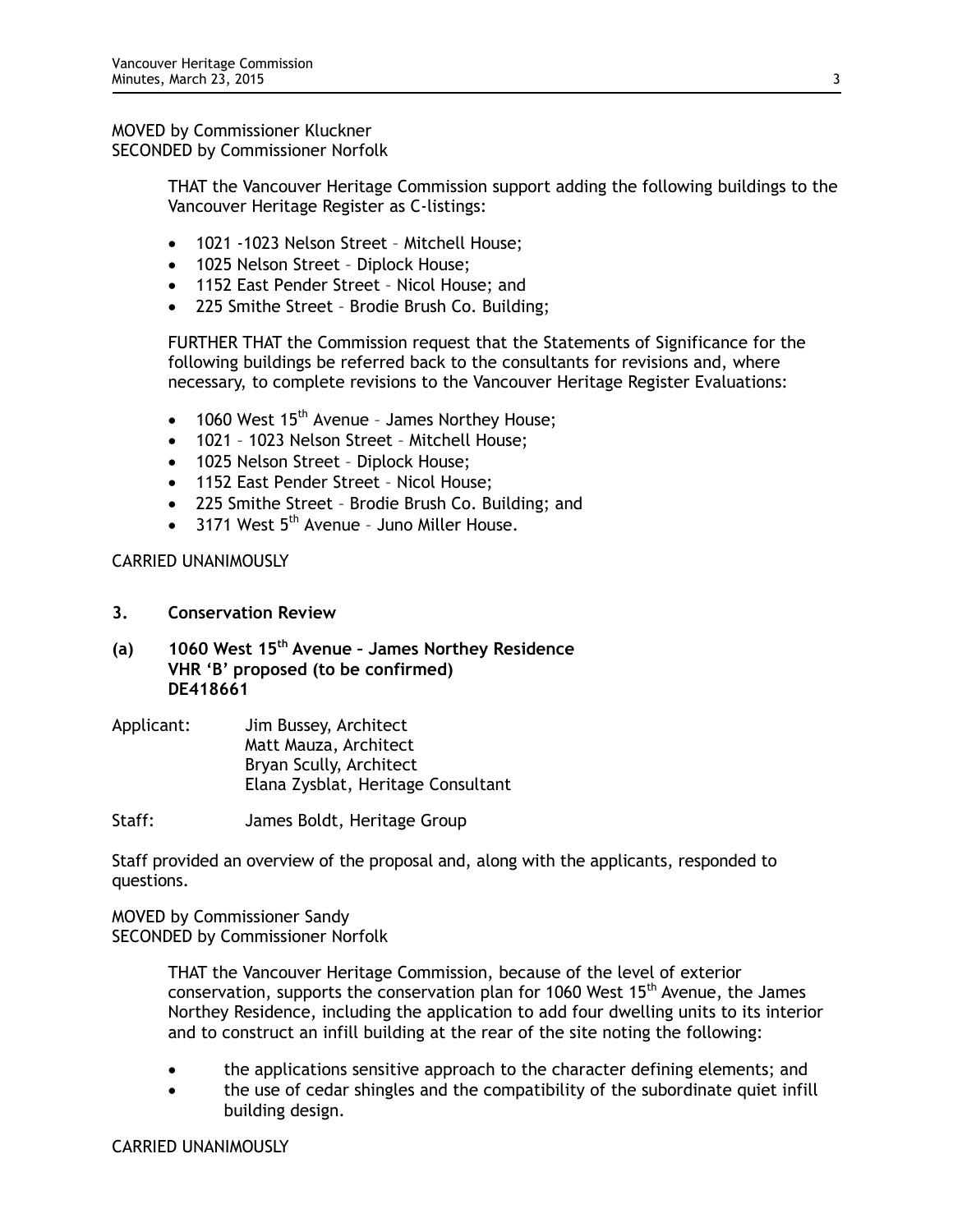MOVED by Commissioner Kluckner
SECONDED by Commissioner Norfolk

> THAT the Vancouver Heritage Commission support adding the following buildings to the Vancouver Heritage Register as C-listings:
>
> - 1021 -1023 Nelson Street – Mitchell House;
> - 1025 Nelson Street – Diplock House;
> - 1152 East Pender Street – Nicol House; and
> - 225 Smithe Street – Brodie Brush Co. Building;
>
> FURTHER THAT the Commission request that the Statements of Significance for the following buildings be referred back to the consultants for revisions and, where necessary, to complete revisions to the Vancouver Heritage Register Evaluations:
>
> - 1060 West 15th Avenue – James Northey House;
> - 1021 – 1023 Nelson Street – Mitchell House;
> - 1025 Nelson Street – Diplock House;
> - 1152 East Pender Street – Nicol House;
> - 225 Smithe Street – Brodie Brush Co. Building; and
> - 3171 West 5th Avenue – Juno Miller House.

CARRIED UNANIMOUSLY

## 3. Conservation Review

### (a) 1060 West 15th Avenue – James Northey Residence VHR 'B' proposed (to be confirmed) DE418661

Applicant: Jim Bussey, Architect
Matt Mauza, Architect
Bryan Scully, Architect
Elana Zysblat, Heritage Consultant

Staff: James Boldt, Heritage Group

Staff provided an overview of the proposal and, along with the applicants, responded to questions.

MOVED by Commissioner Sandy
SECONDED by Commissioner Norfolk

> THAT the Vancouver Heritage Commission, because of the level of exterior conservation, supports the conservation plan for 1060 West 15th Avenue, the James Northey Residence, including the application to add four dwelling units to its interior and to construct an infill building at the rear of the site noting the following:
>
> - the applications sensitive approach to the character defining elements; and
> - the use of cedar shingles and the compatibility of the subordinate quiet infill building design.

CARRIED UNANIMOUSLY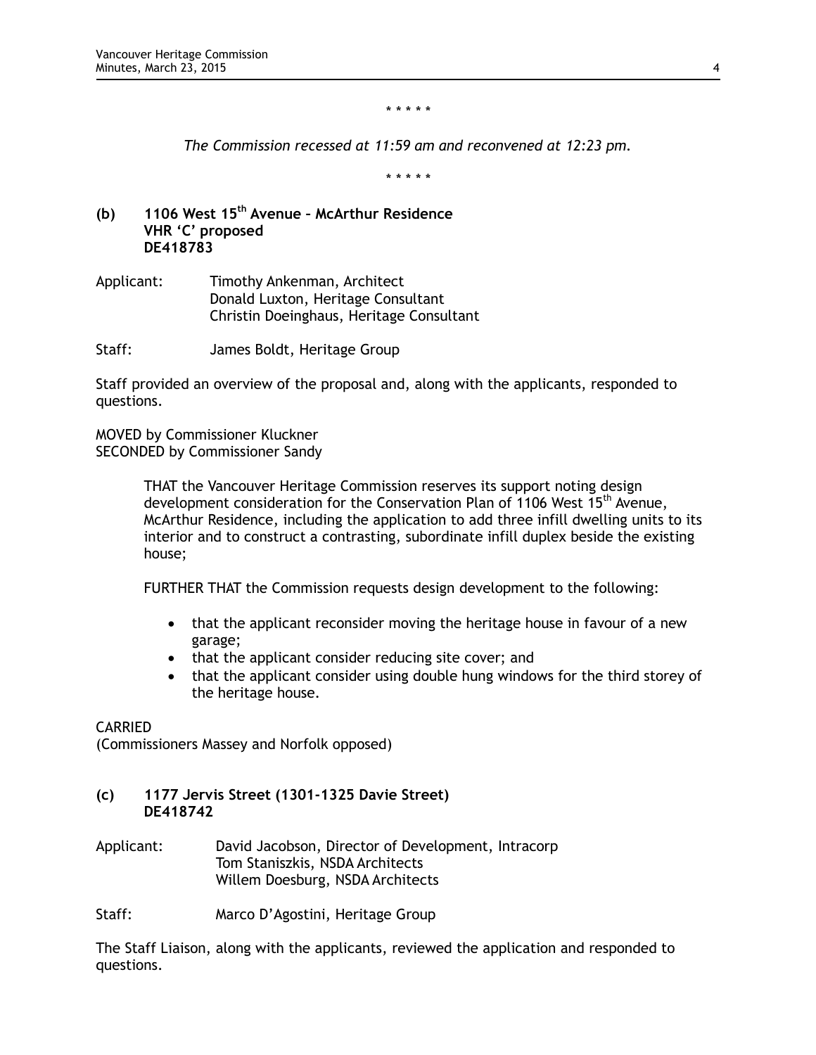\* \* \* \* \*

*The Commission recessed at 11:59 am and reconvened at 12:23 pm.*

\* \* \* \* \*

**(b) 1106 West 15th Avenue – McArthur Residence**
**VHR 'C' proposed**
**DE418783**

Applicant: Timothy Ankenman, Architect
Donald Luxton, Heritage Consultant
Christin Doeinghaus, Heritage Consultant

Staff: James Boldt, Heritage Group

Staff provided an overview of the proposal and, along with the applicants, responded to questions.

MOVED by Commissioner Kluckner
SECONDED by Commissioner Sandy

> THAT the Vancouver Heritage Commission reserves its support noting design development consideration for the Conservation Plan of 1106 West 15th Avenue, McArthur Residence, including the application to add three infill dwelling units to its interior and to construct a contrasting, subordinate infill duplex beside the existing house;
>
> FURTHER THAT the Commission requests design development to the following:
>
> - that the applicant reconsider moving the heritage house in favour of a new garage;
> - that the applicant consider reducing site cover; and
> - that the applicant consider using double hung windows for the third storey of the heritage house.

CARRIED
(Commissioners Massey and Norfolk opposed)

**(c) 1177 Jervis Street (1301-1325 Davie Street)**
**DE418742**

Applicant: David Jacobson, Director of Development, Intracorp
Tom Staniszkis, NSDA Architects
Willem Doesburg, NSDA Architects

Staff: Marco D'Agostini, Heritage Group

The Staff Liaison, along with the applicants, reviewed the application and responded to questions.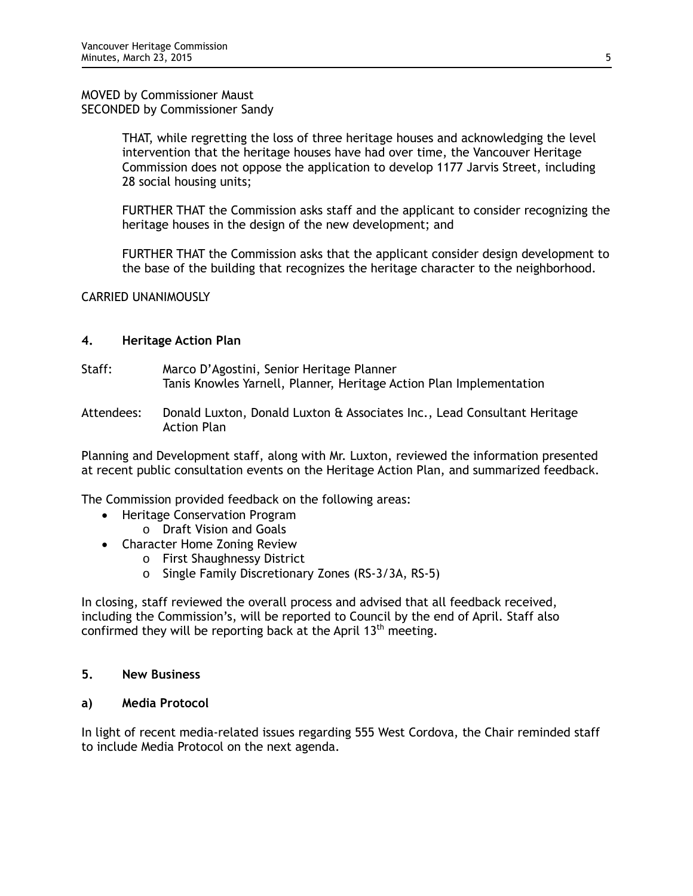MOVED by Commissioner Maust
SECONDED by Commissioner Sandy

> THAT, while regretting the loss of three heritage houses and acknowledging the level intervention that the heritage houses have had over time, the Vancouver Heritage Commission does not oppose the application to develop 1177 Jarvis Street, including 28 social housing units;
>
> FURTHER THAT the Commission asks staff and the applicant to consider recognizing the heritage houses in the design of the new development; and
>
> FURTHER THAT the Commission asks that the applicant consider design development to the base of the building that recognizes the heritage character to the neighborhood.

CARRIED UNANIMOUSLY

## 4. Heritage Action Plan

Staff: Marco D'Agostini, Senior Heritage Planner
Tanis Knowles Yarnell, Planner, Heritage Action Plan Implementation

Attendees: Donald Luxton, Donald Luxton & Associates Inc., Lead Consultant Heritage Action Plan

Planning and Development staff, along with Mr. Luxton, reviewed the information presented at recent public consultation events on the Heritage Action Plan, and summarized feedback.

The Commission provided feedback on the following areas:

- Heritage Conservation Program
    - Draft Vision and Goals
- Character Home Zoning Review
    - First Shaughnessy District
    - Single Family Discretionary Zones (RS-3/3A, RS-5)

In closing, staff reviewed the overall process and advised that all feedback received, including the Commission's, will be reported to Council by the end of April. Staff also confirmed they will be reporting back at the April 13th meeting.

## 5. New Business

### a) Media Protocol

In light of recent media-related issues regarding 555 West Cordova, the Chair reminded staff to include Media Protocol on the next agenda.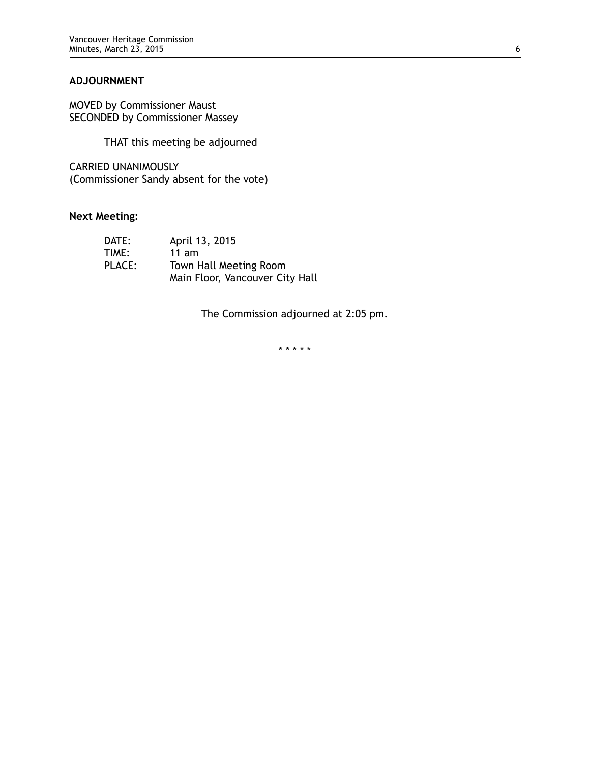## ADJOURNMENT

MOVED by Commissioner Maust
SECONDED by Commissioner Massey

THAT this meeting be adjourned

CARRIED UNANIMOUSLY
(Commissioner Sandy absent for the vote)

**Next Meeting:**

| | |
|---|---|
| DATE: | April 13, 2015 |
| TIME: | 11 am |
| PLACE: | Town Hall Meeting Room<br>Main Floor, Vancouver City Hall |

The Commission adjourned at 2:05 pm.

* * * * *